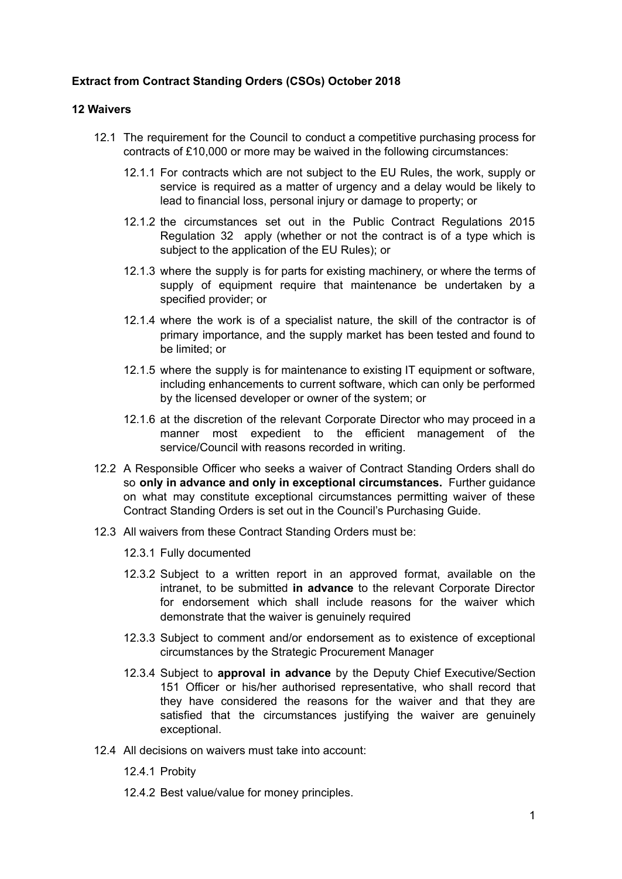**Extract from Contract Standing Orders (CSOs) October 2018**

**12 Waivers**

12.1 The requirement for the Council to conduct a competitive purchasing process for contracts of £10,000 or more may be waived in the following circumstances:

12.1.1 For contracts which are not subject to the EU Rules, the work, supply or service is required as a matter of urgency and a delay would be likely to lead to financial loss, personal injury or damage to property; or

12.1.2 the circumstances set out in the Public Contract Regulations 2015 Regulation 32 apply (whether or not the contract is of a type which is subject to the application of the EU Rules); or

12.1.3 where the supply is for parts for existing machinery, or where the terms of supply of equipment require that maintenance be undertaken by a specified provider; or

12.1.4 where the work is of a specialist nature, the skill of the contractor is of primary importance, and the supply market has been tested and found to be limited; or

12.1.5 where the supply is for maintenance to existing IT equipment or software, including enhancements to current software, which can only be performed by the licensed developer or owner of the system; or

12.1.6 at the discretion of the relevant Corporate Director who may proceed in a manner most expedient to the efficient management of the service/Council with reasons recorded in writing.

12.2 A Responsible Officer who seeks a waiver of Contract Standing Orders shall do so **only in advance and only in exceptional circumstances.** Further guidance on what may constitute exceptional circumstances permitting waiver of these Contract Standing Orders is set out in the Council's Purchasing Guide.

12.3 All waivers from these Contract Standing Orders must be:

12.3.1 Fully documented

12.3.2 Subject to a written report in an approved format, available on the intranet, to be submitted **in advance** to the relevant Corporate Director for endorsement which shall include reasons for the waiver which demonstrate that the waiver is genuinely required

12.3.3 Subject to comment and/or endorsement as to existence of exceptional circumstances by the Strategic Procurement Manager

12.3.4 Subject to **approval in advance** by the Deputy Chief Executive/Section 151 Officer or his/her authorised representative, who shall record that they have considered the reasons for the waiver and that they are satisfied that the circumstances justifying the waiver are genuinely exceptional.

12.4 All decisions on waivers must take into account:

12.4.1 Probity

12.4.2 Best value/value for money principles.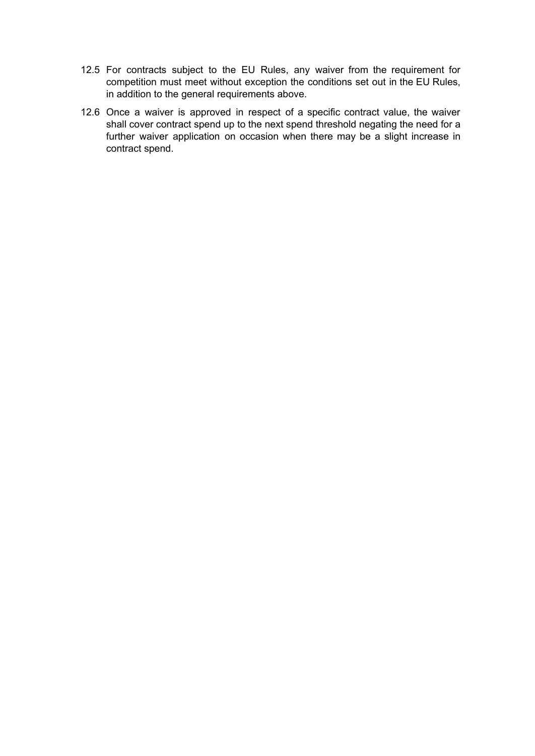12.5 For contracts subject to the EU Rules, any waiver from the requirement for competition must meet without exception the conditions set out in the EU Rules, in addition to the general requirements above.

12.6 Once a waiver is approved in respect of a specific contract value, the waiver shall cover contract spend up to the next spend threshold negating the need for a further waiver application on occasion when there may be a slight increase in contract spend.